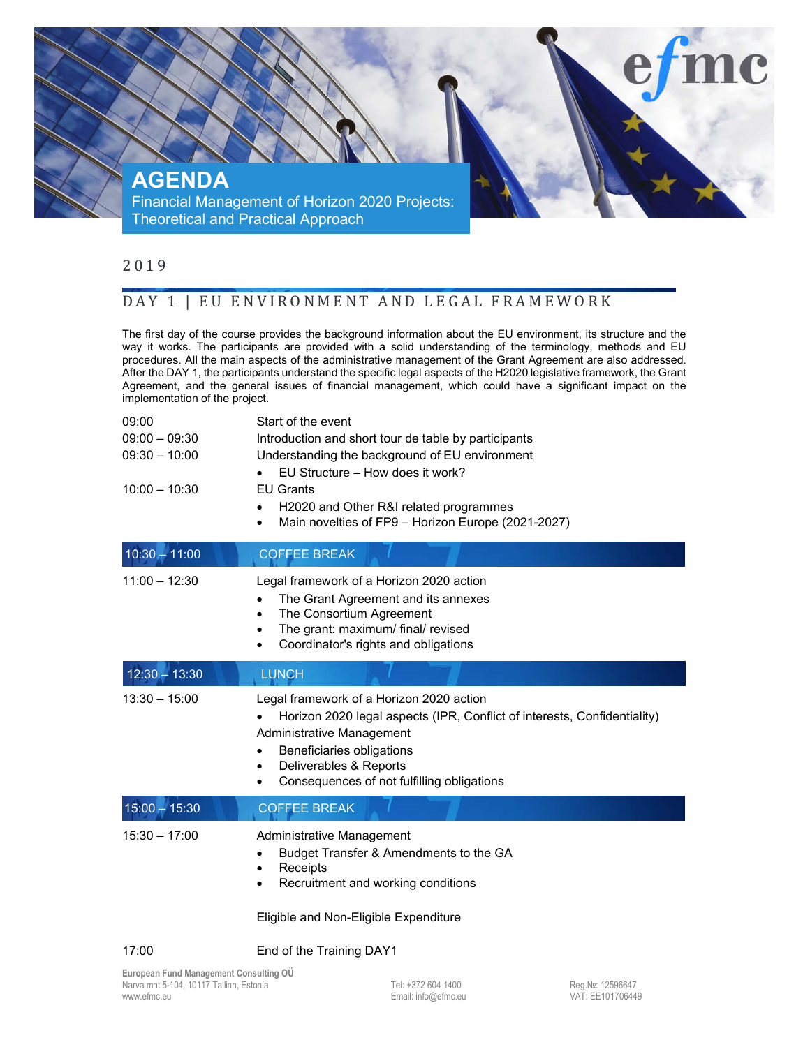# AGENDA

Financial Management of Horizon 2020 Projects: Theoretical and Practical Approach

2019

## DAY 1 | EU ENVIRONMENT AND LEGAL FRAMEWORK

The first day of the course provides the background information about the EU environment, its structure and the way it works. The participants are provided with a solid understanding of the terminology, methods and EU procedures. All the main aspects of the administrative management of the Grant Agreement are also addressed. After the DAY 1, the participants understand the specific legal aspects of the H2020 legislative framework, the Grant Agreement, and the general issues of financial management, which could have a significant impact on the implementation of the project.

09:00 — Start of the event

09:00 – 09:30 — Introduction and short tour de table by participants

09:30 – 10:00 — Understanding the background of EU environment
- EU Structure – How does it work?

10:00 – 10:30 — EU Grants
- H2020 and Other R&I related programmes
- Main novelties of FP9 – Horizon Europe (2021-2027)

**10:30 – 11:00 — COFFEE BREAK**

11:00 – 12:30 — Legal framework of a Horizon 2020 action
- The Grant Agreement and its annexes
- The Consortium Agreement
- The grant: maximum/ final/ revised
- Coordinator's rights and obligations

**12:30 – 13:30 — LUNCH**

13:30 – 15:00 — Legal framework of a Horizon 2020 action
- Horizon 2020 legal aspects (IPR, Conflict of interests, Confidentiality)

Administrative Management
- Beneficiaries obligations
- Deliverables & Reports
- Consequences of not fulfilling obligations

**15:00 – 15:30 — COFFEE BREAK**

15:30 – 17:00 — Administrative Management
- Budget Transfer & Amendments to the GA
- Receipts
- Recruitment and working conditions

Eligible and Non-Eligible Expenditure

17:00 — End of the Training DAY1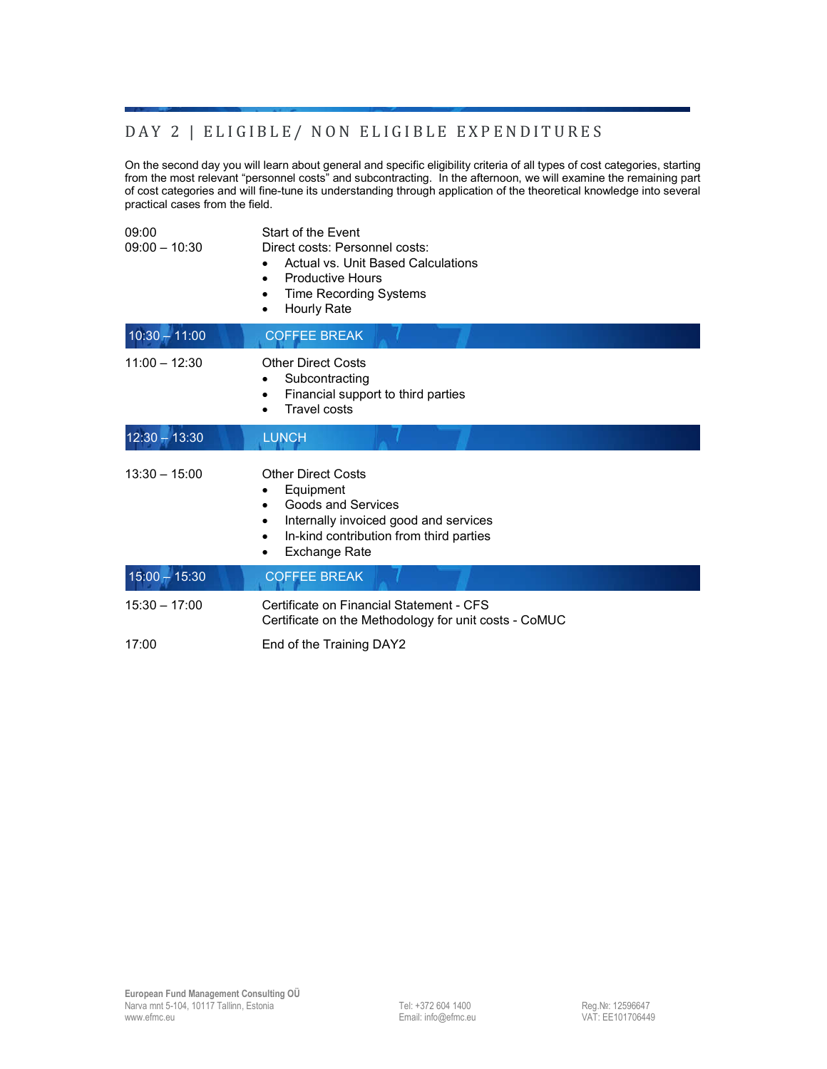## DAY 2 | ELIGIBLE/ NON ELIGIBLE EXPENDITURES

On the second day you will learn about general and specific eligibility criteria of all types of cost categories, starting from the most relevant "personnel costs" and subcontracting. In the afternoon, we will examine the remaining part of cost categories and will fine-tune its understanding through application of the theoretical knowledge into several practical cases from the field.

| Time | Session |
| --- | --- |
| 09:00 | Start of the Event |
| 09:00 – 10:30 | Direct costs: Personnel costs:<br>• Actual vs. Unit Based Calculations<br>• Productive Hours<br>• Time Recording Systems<br>• Hourly Rate |
| 10:30 – 11:00 | COFFEE BREAK |
| 11:00 – 12:30 | Other Direct Costs<br>• Subcontracting<br>• Financial support to third parties<br>• Travel costs |
| 12:30 – 13:30 | LUNCH |
| 13:30 – 15:00 | Other Direct Costs<br>• Equipment<br>• Goods and Services<br>• Internally invoiced good and services<br>• In-kind contribution from third parties<br>• Exchange Rate |
| 15:00 – 15:30 | COFFEE BREAK |
| 15:30 – 17:00 | Certificate on Financial Statement - CFS<br>Certificate on the Methodology for unit costs - CoMUC |
| 17:00 | End of the Training DAY2 |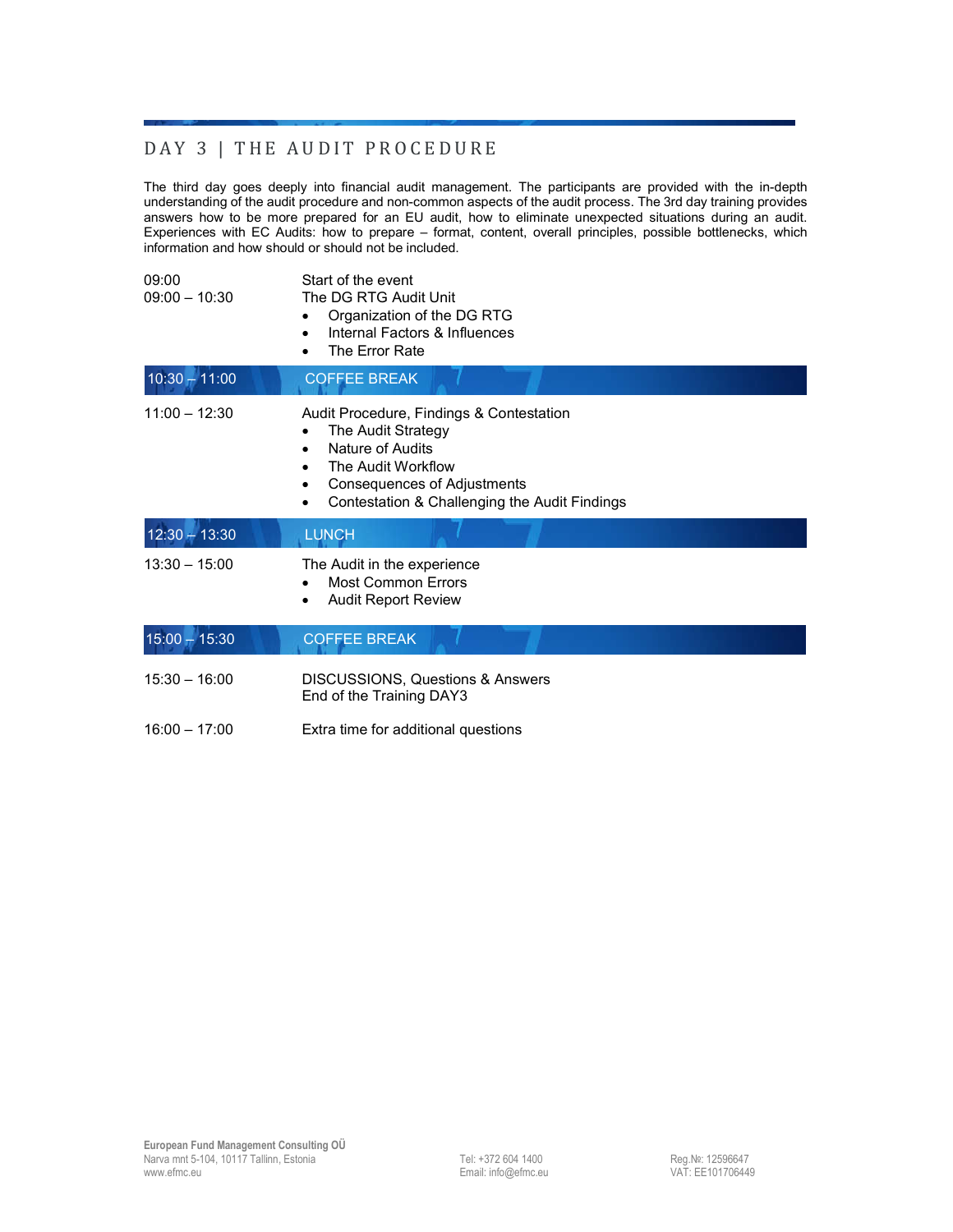## DAY 3 | THE AUDIT PROCEDURE

The third day goes deeply into financial audit management. The participants are provided with the in-depth understanding of the audit procedure and non-common aspects of the audit process. The 3rd day training provides answers how to be more prepared for an EU audit, how to eliminate unexpected situations during an audit. Experiences with EC Audits: how to prepare – format, content, overall principles, possible bottlenecks, which information and how should or should not be included.

| | |
|---|---|
| 09:00 | Start of the event |
| 09:00 – 10:30 | The DG RTG Audit Unit<br>• Organization of the DG RTG<br>• Internal Factors & Influences<br>• The Error Rate |
| **10:30 – 11:00** | **COFFEE BREAK** |
| 11:00 – 12:30 | Audit Procedure, Findings & Contestation<br>• The Audit Strategy<br>• Nature of Audits<br>• The Audit Workflow<br>• Consequences of Adjustments<br>• Contestation & Challenging the Audit Findings |
| **12:30 – 13:30** | **LUNCH** |
| 13:30 – 15:00 | The Audit in the experience<br>• Most Common Errors<br>• Audit Report Review |
| **15:00 – 15:30** | **COFFEE BREAK** |
| 15:30 – 16:00 | DISCUSSIONS, Questions & Answers<br>End of the Training DAY3 |
| 16:00 – 17:00 | Extra time for additional questions |

**European Fund Management Consulting OÜ**
Narva mnt 5-104, 10117 Tallinn, Estonia
www.efmc.eu

Tel: +372 604 1400
Email: info@efmc.eu

Reg.№: 12596647
VAT: EE101706449